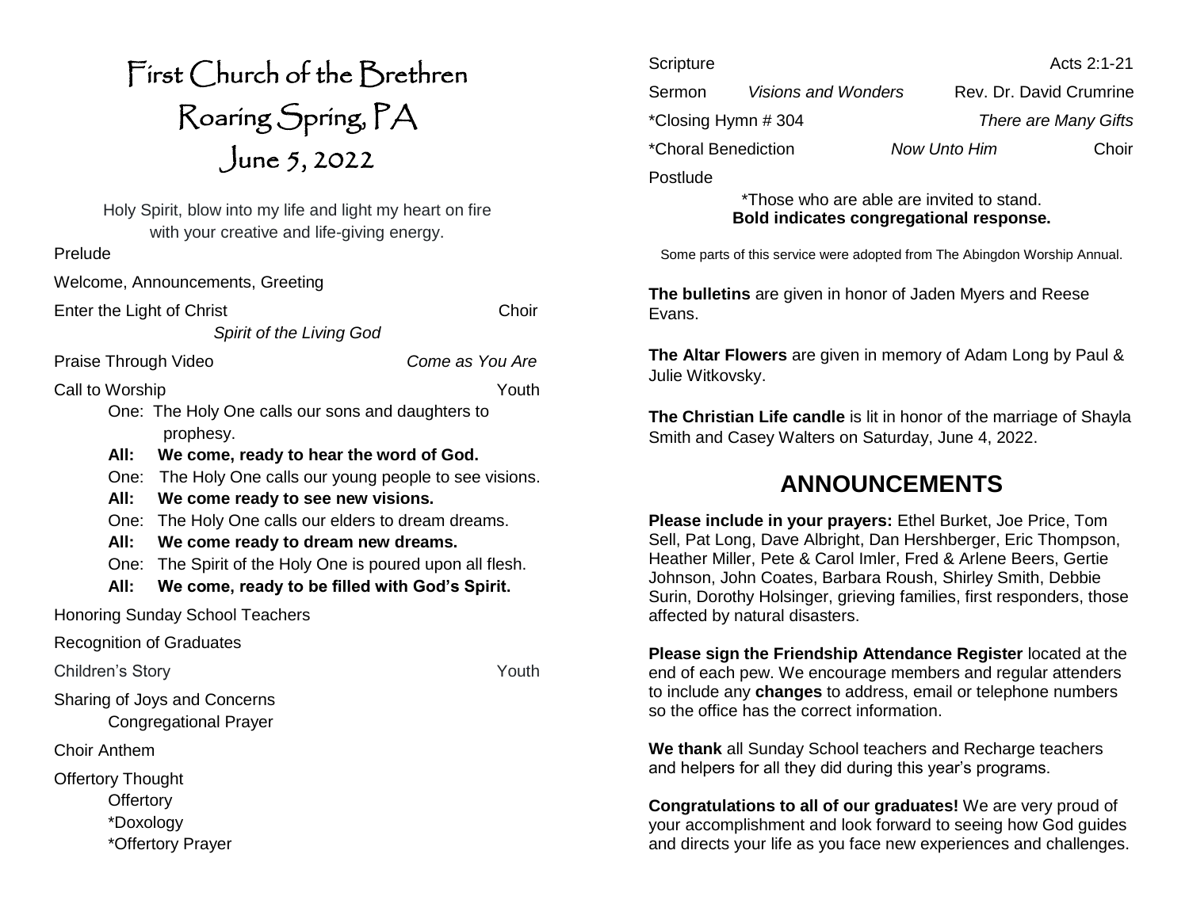# First Church of the Brethren
# Roaring Spring, PA
# June 5, 2022

Holy Spirit, blow into my life and light my heart on fire with your creative and life-giving energy.

Prelude

Welcome, Announcements, Greeting

Enter the Light of Christ — Choir
*Spirit of the Living God*

Praise Through Video — *Come as You Are*

Call to Worship — Youth

One: The Holy One calls our sons and daughters to prophesy.
**All: We come, ready to hear the word of God.**
One: The Holy One calls our young people to see visions.
**All: We come ready to see new visions.**
One: The Holy One calls our elders to dream dreams.
**All: We come ready to dream new dreams.**
One: The Spirit of the Holy One is poured upon all flesh.
**All: We come, ready to be filled with God's Spirit.**

Honoring Sunday School Teachers

Recognition of Graduates

Children's Story — Youth

Sharing of Joys and Concerns
Congregational Prayer

Choir Anthem

Offertory Thought
Offertory
*Doxology
*Offertory Prayer

Scripture — Acts 2:1-21

Sermon — *Visions and Wonders* — Rev. Dr. David Crumrine

*Closing Hymn # 304 — *There are Many Gifts*

*Choral Benediction — *Now Unto Him* — Choir

Postlude

*Those who are able are invited to stand.
**Bold indicates congregational response.**

Some parts of this service were adopted from The Abingdon Worship Annual.

**The bulletins** are given in honor of Jaden Myers and Reese Evans.

**The Altar Flowers** are given in memory of Adam Long by Paul & Julie Witkovsky.

**The Christian Life candle** is lit in honor of the marriage of Shayla Smith and Casey Walters on Saturday, June 4, 2022.

## ANNOUNCEMENTS

**Please include in your prayers:** Ethel Burket, Joe Price, Tom Sell, Pat Long, Dave Albright, Dan Hershberger, Eric Thompson, Heather Miller, Pete & Carol Imler, Fred & Arlene Beers, Gertie Johnson, John Coates, Barbara Roush, Shirley Smith, Debbie Surin, Dorothy Holsinger, grieving families, first responders, those affected by natural disasters.

**Please sign the Friendship Attendance Register** located at the end of each pew. We encourage members and regular attenders to include any **changes** to address, email or telephone numbers so the office has the correct information.

**We thank** all Sunday School teachers and Recharge teachers and helpers for all they did during this year's programs.

**Congratulations to all of our graduates!** We are very proud of your accomplishment and look forward to seeing how God guides and directs your life as you face new experiences and challenges.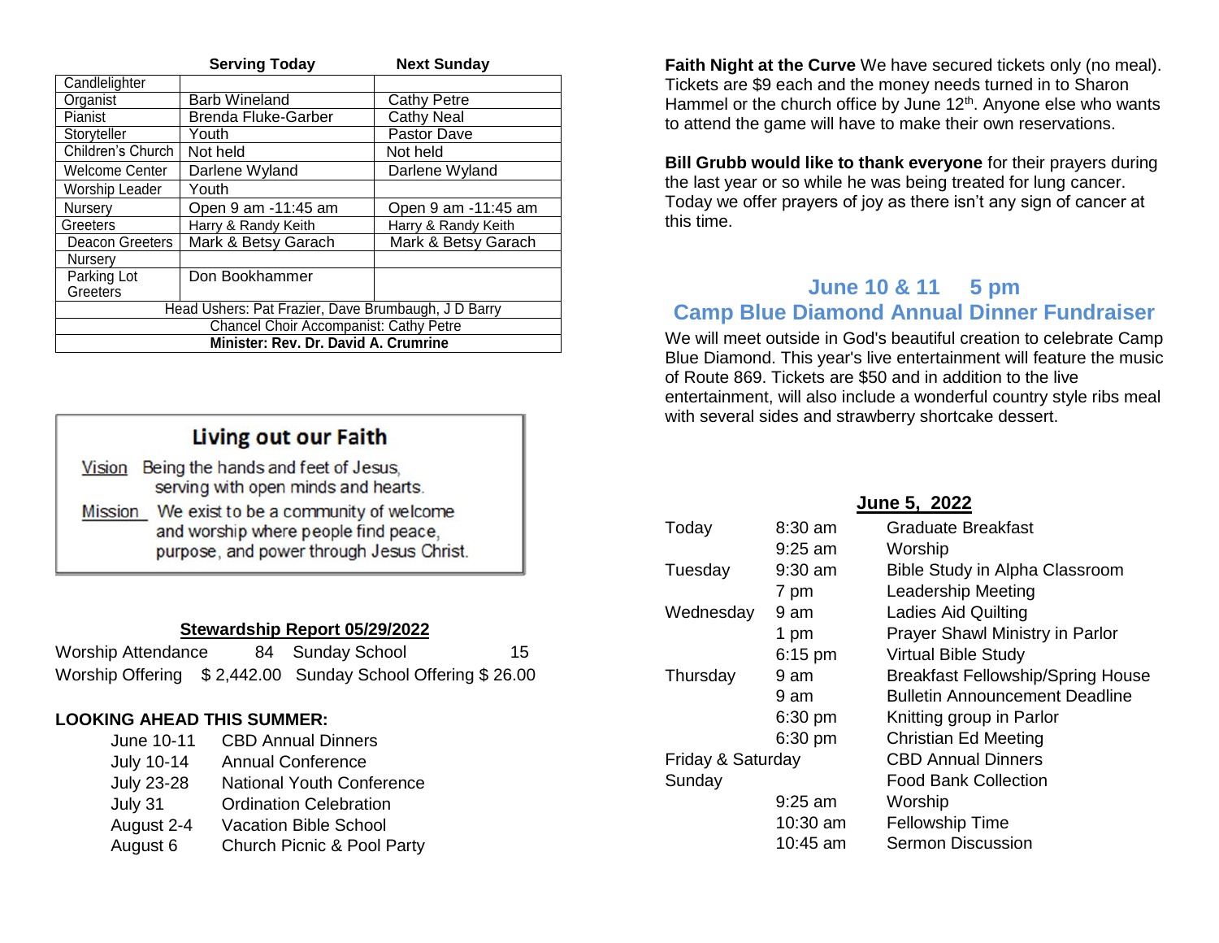| | Serving Today | Next Sunday |
|---|---|---|
| Candlelighter | | |
| Organist | Barb Wineland | Cathy Petre |
| Pianist | Brenda Fluke-Garber | Cathy Neal |
| Storyteller | Youth | Pastor Dave |
| Children's Church | Not held | Not held |
| Welcome Center | Darlene Wyland | Darlene Wyland |
| Worship Leader | Youth | |
| Nursery | Open 9 am -11:45 am | Open 9 am -11:45 am |
| Greeters | Harry & Randy Keith | Harry & Randy Keith |
| Deacon Greeters | Mark & Betsy Garach | Mark & Betsy Garach |
| Nursery | | |
| Parking Lot Greeters | Don Bookhammer | |
| Head Ushers: Pat Frazier, Dave Brumbaugh, J D Barry | | |
| Chancel Choir Accompanist: Cathy Petre | | |
| **Minister: Rev. Dr. David A. Crumrine** | | |

## Living out our Faith

Vision Being the hands and feet of Jesus, serving with open minds and hearts.

Mission We exist to be a community of welcome and worship where people find peace, purpose, and power through Jesus Christ.

**Stewardship Report 05/29/2022**

| | | | |
|---|---|---|---|
| Worship Attendance | 84 | Sunday School | 15 |
| Worship Offering | $ 2,442.00 | Sunday School Offering | $ 26.00 |

**LOOKING AHEAD THIS SUMMER:**

| | |
|---|---|
| June 10-11 | CBD Annual Dinners |
| July 10-14 | Annual Conference |
| July 23-28 | National Youth Conference |
| July 31 | Ordination Celebration |
| August 2-4 | Vacation Bible School |
| August 6 | Church Picnic & Pool Party |

**Faith Night at the Curve** We have secured tickets only (no meal). Tickets are $9 each and the money needs turned in to Sharon Hammel or the church office by June 12th. Anyone else who wants to attend the game will have to make their own reservations.

**Bill Grubb would like to thank everyone** for their prayers during the last year or so while he was being treated for lung cancer. Today we offer prayers of joy as there isn't any sign of cancer at this time.

## June 10 & 11 5 pm
## Camp Blue Diamond Annual Dinner Fundraiser

We will meet outside in God's beautiful creation to celebrate Camp Blue Diamond. This year's live entertainment will feature the music of Route 869. Tickets are $50 and in addition to the live entertainment, will also include a wonderful country style ribs meal with several sides and strawberry shortcake dessert.

**June 5, 2022**

| | | |
|---|---|---|
| Today | 8:30 am | Graduate Breakfast |
| | 9:25 am | Worship |
| Tuesday | 9:30 am | Bible Study in Alpha Classroom |
| | 7 pm | Leadership Meeting |
| Wednesday | 9 am | Ladies Aid Quilting |
| | 1 pm | Prayer Shawl Ministry in Parlor |
| | 6:15 pm | Virtual Bible Study |
| Thursday | 9 am | Breakfast Fellowship/Spring House |
| | 9 am | Bulletin Announcement Deadline |
| | 6:30 pm | Knitting group in Parlor |
| | 6:30 pm | Christian Ed Meeting |
| Friday & Saturday | | CBD Annual Dinners |
| Sunday | | Food Bank Collection |
| | 9:25 am | Worship |
| | 10:30 am | Fellowship Time |
| | 10:45 am | Sermon Discussion |